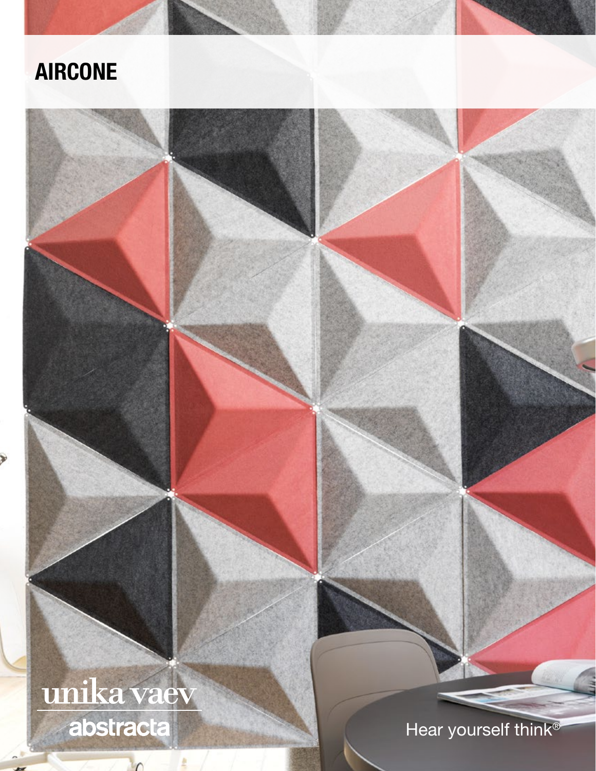# AIRCONE

unika vaev

abstracta

Hear yourself think®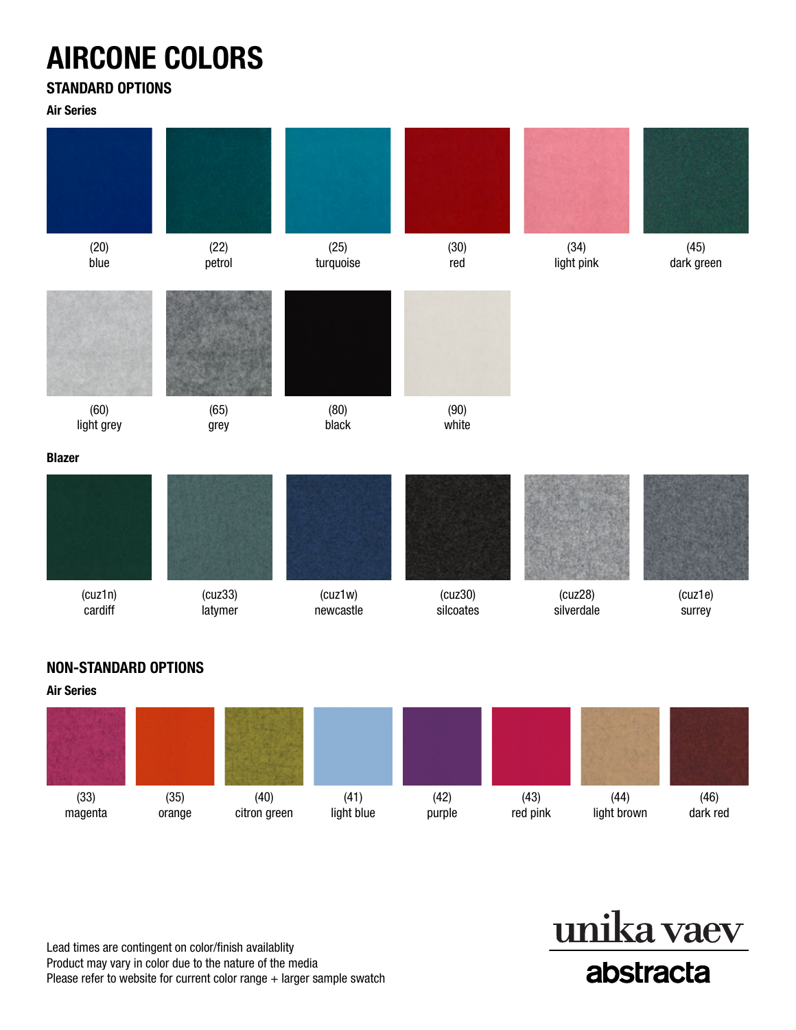# AIRCONE COLORS

## STANDARD OPTIONS

### Air Series

- (20) blue
- (22) petrol
- (25) turquoise
- (30) red
- (34) light pink
- (45) dark green
- (60) light grey
- (65) grey
- (80) black
- (90) white

### Blazer

- (cuz1n) cardiff
- (cuz33) latymer
- (cuz1w) newcastle
- (cuz30) silcoates
- (cuz28) silverdale
- (cuz1e) surrey

## NON-STANDARD OPTIONS

### Air Series

- (33) magenta
- (35) orange
- (40) citron green
- (41) light blue
- (42) purple
- (43) red pink
- (44) light brown
- (46) dark red

Lead times are contingent on color/finish availablity
Product may vary in color due to the nature of the media
Please refer to website for current color range + larger sample swatch

unika vaev
abstracta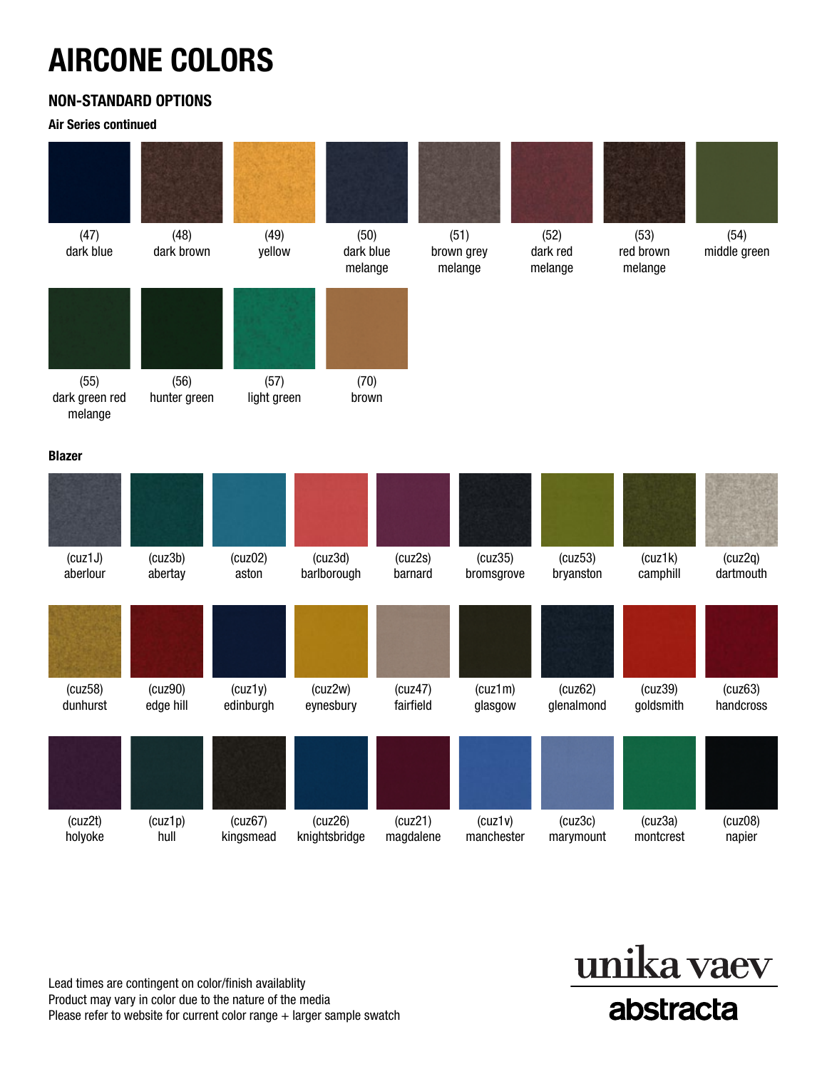# AIRCONE COLORS

## NON-STANDARD OPTIONS

### Air Series continued

(47)
dark blue

(48)
dark brown

(49)
yellow

(50)
dark blue melange

(51)
brown grey melange

(52)
dark red melange

(53)
red brown melange

(54)
middle green

(55)
dark green red melange

(56)
hunter green

(57)
light green

(70)
brown

### Blazer

(cuz1J)
aberlour

(cuz3b)
abertay

(cuz02)
aston

(cuz3d)
barlborough

(cuz2s)
barnard

(cuz35)
bromsgrove

(cuz53)
bryanston

(cuz1k)
camphill

(cuz2q)
dartmouth

(cuz58)
dunhurst

(cuz90)
edge hill

(cuz1y)
edinburgh

(cuz2w)
eynesbury

(cuz47)
fairfield

(cuz1m)
glasgow

(cuz62)
glenalmond

(cuz39)
goldsmith

(cuz63)
handcross

(cuz2t)
holyoke

(cuz1p)
hull

(cuz67)
kingsmead

(cuz26)
knightsbridge

(cuz21)
magdalene

(cuz1v)
manchester

(cuz3c)
marymount

(cuz3a)
montcrest

(cuz08)
napier

Lead times are contingent on color/finish availablity
Product may vary in color due to the nature of the media
Please refer to website for current color range + larger sample swatch

unika vaev
abstracta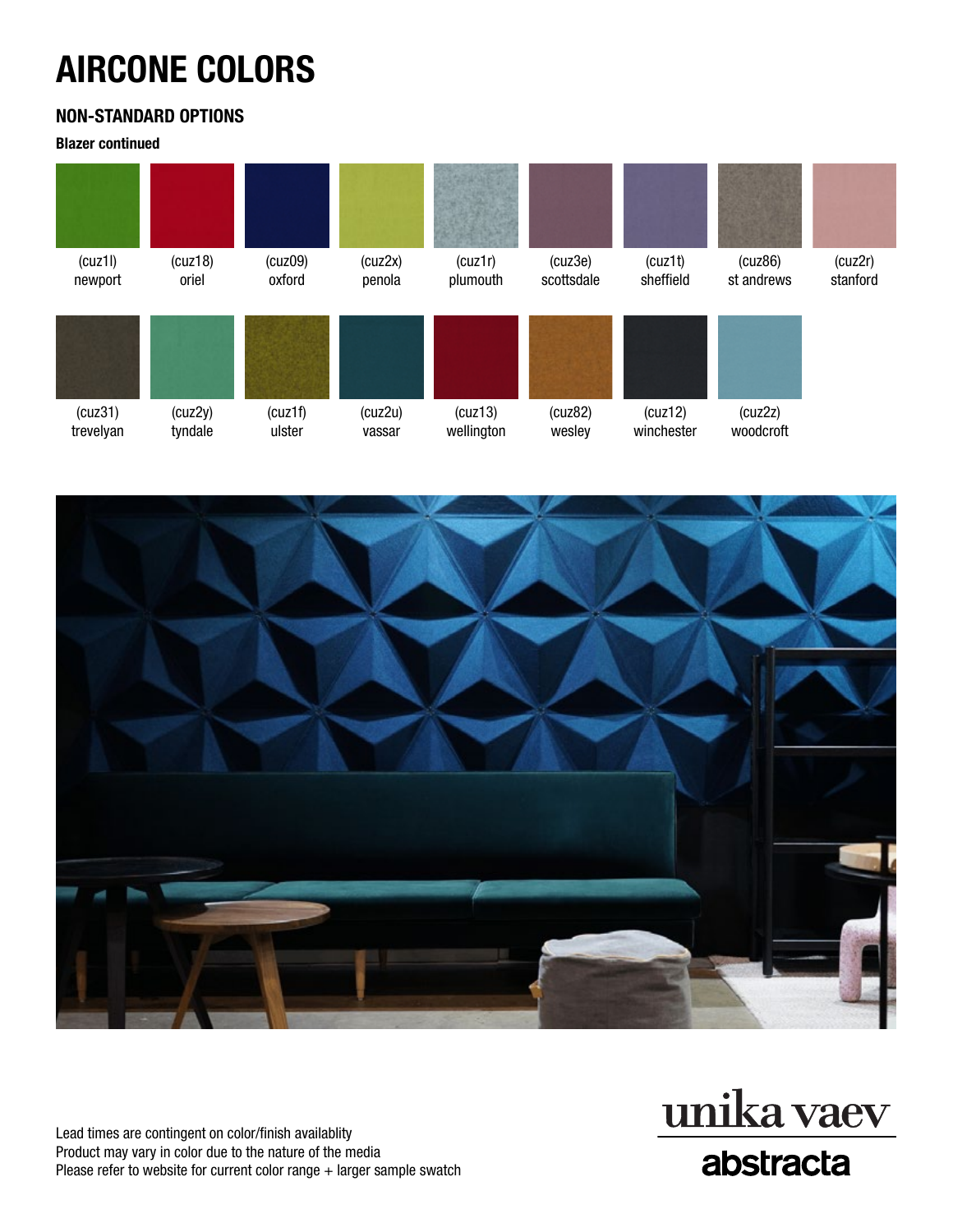# AIRCONE COLORS

## NON-STANDARD OPTIONS

**Blazer continued**

| (cuz1l) newport | (cuz18) oriel | (cuz09) oxford | (cuz2x) penola | (cuz1r) plumouth | (cuz3e) scottsdale | (cuz1t) sheffield | (cuz86) st andrews | (cuz2r) stanford |
|---|---|---|---|---|---|---|---|---|
| (cuz31) trevelyan | (cuz2y) tyndale | (cuz1f) ulster | (cuz2u) vassar | (cuz13) wellington | (cuz82) wesley | (cuz12) winchester | (cuz2z) woodcroft | |

Lead times are contingent on color/finish availablity
Product may vary in color due to the nature of the media
Please refer to website for current color range + larger sample swatch

unika vaev
abstracta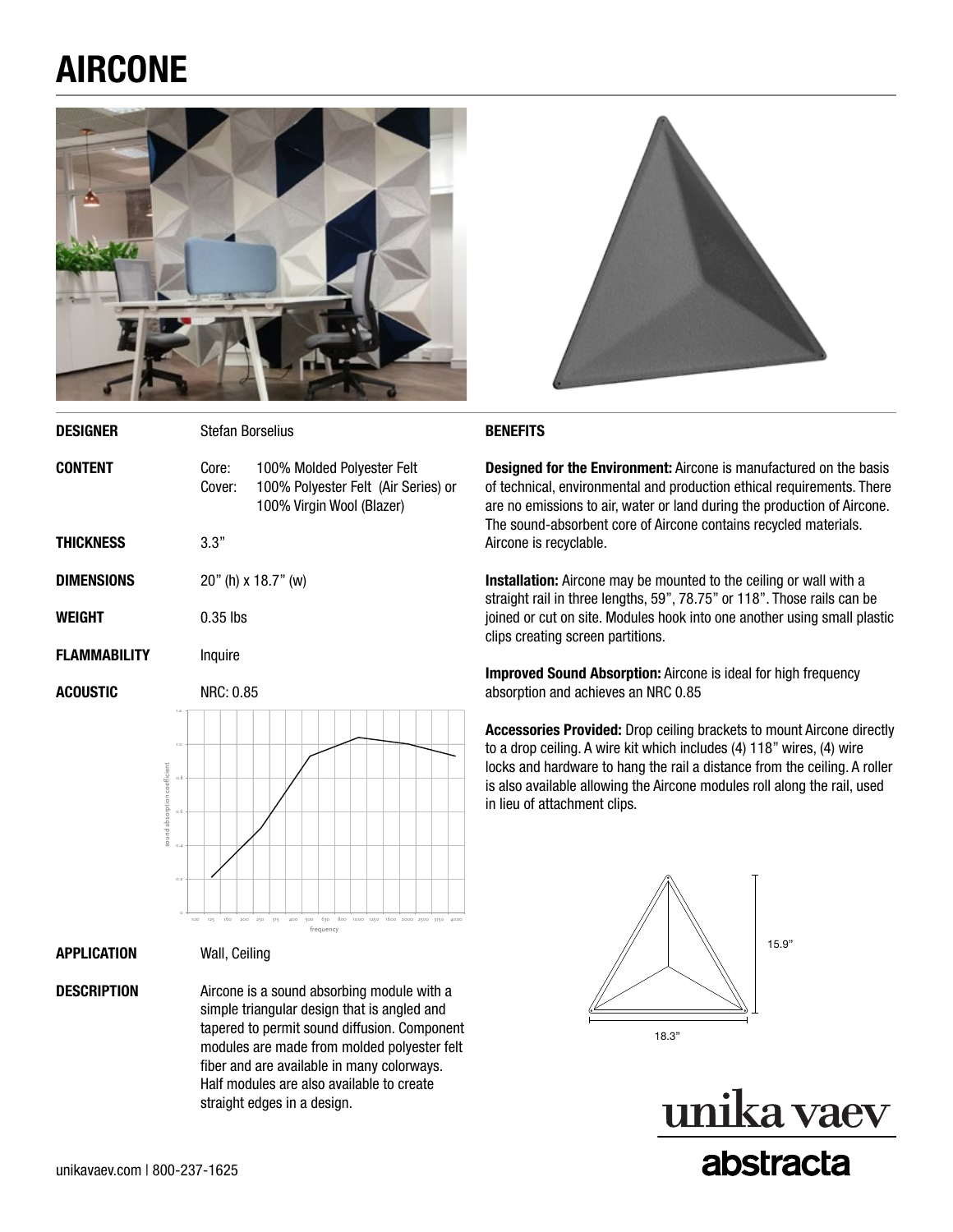# AIRCONE

**DESIGNER** Stefan Borselius

**CONTENT**
Core: 100% Molded Polyester Felt
Cover: 100% Polyester Felt (Air Series) or 100% Virgin Wool (Blazer)

**THICKNESS** 3.3"

**DIMENSIONS** 20" (h) x 18.7" (w)

**WEIGHT** 0.35 lbs

**FLAMMABILITY** Inquire

**ACOUSTIC** NRC: 0.85

sound absorption coefficient
1.2
1.0
0.8
0.6
0.4
0.2
0
100 125 160 200 250 315 400 500 630 800 1000 1250 1600 2000 2500 3150 4000
frequency

**APPLICATION** Wall, Ceiling

**DESCRIPTION** Aircone is a sound absorbing module with a simple triangular design that is angled and tapered to permit sound diffusion. Component modules are made from molded polyester felt fiber and are available in many colorways. Half modules are also available to create straight edges in a design.

## BENEFITS

**Designed for the Environment:** Aircone is manufactured on the basis of technical, environmental and production ethical requirements. There are no emissions to air, water or land during the production of Aircone. The sound-absorbent core of Aircone contains recycled materials. Aircone is recyclable.

**Installation:** Aircone may be mounted to the ceiling or wall with a straight rail in three lengths, 59", 78.75" or 118". Those rails can be joined or cut on site. Modules hook into one another using small plastic clips creating screen partitions.

**Improved Sound Absorption:** Aircone is ideal for high frequency absorption and achieves an NRC 0.85

**Accessories Provided:** Drop ceiling brackets to mount Aircone directly to a drop ceiling. A wire kit which includes (4) 118" wires, (4) wire locks and hardware to hang the rail a distance from the ceiling. A roller is also available allowing the Aircone modules roll along the rail, used in lieu of attachment clips.

15.9"

18.3"

unika vaev

abstracta

unikavaev.com | 800-237-1625